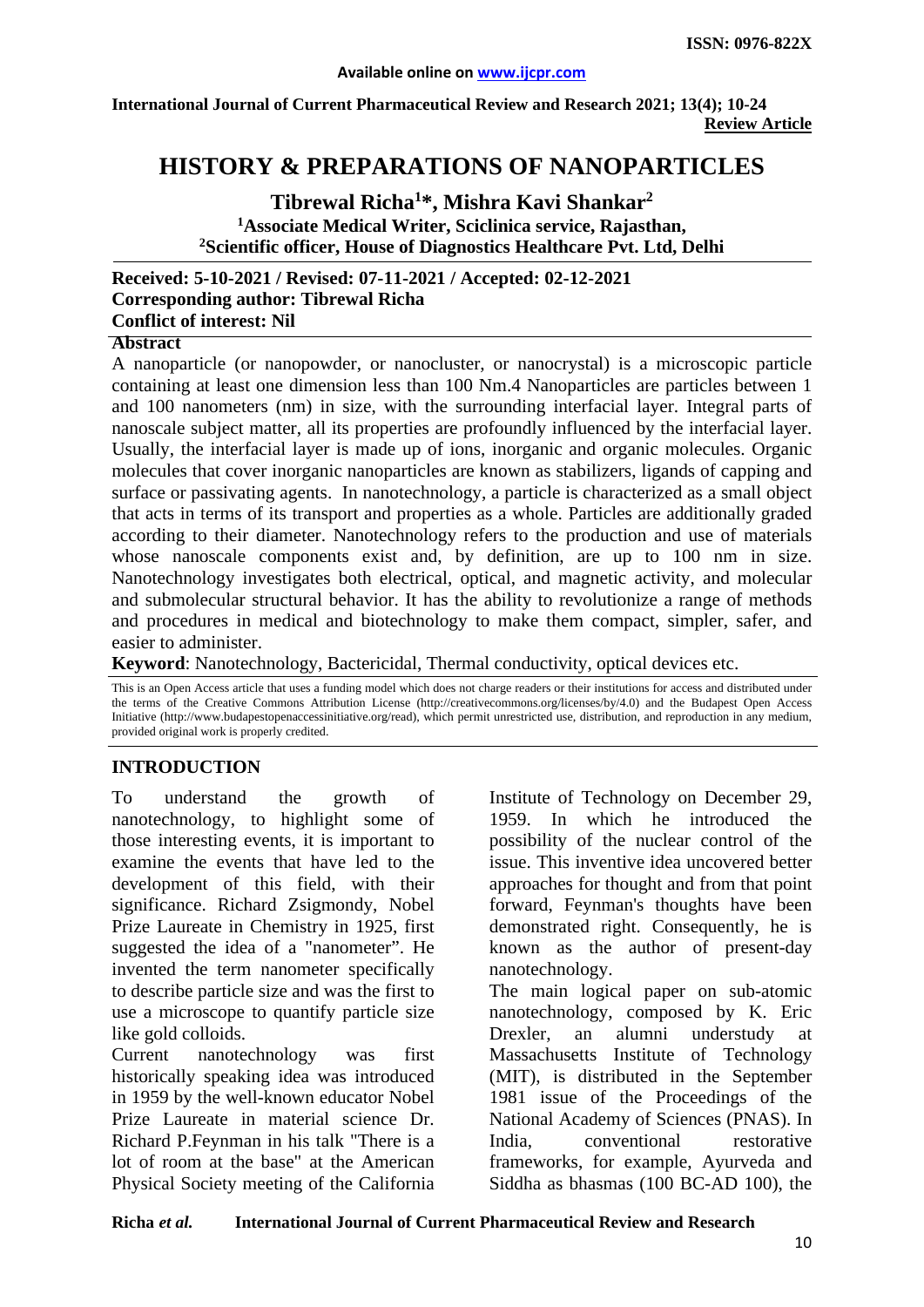ISSN: 0976-822X

Available online on www.ijcpr.com

International Journal of Current Pharmaceutical Review and Research 2021; 13(4); 10-24

**Review Article**

# HISTORY & PREPARATIONS OF NANOPARTICLES

**Tibrewal Richa[1]*, Mishra Kavi Shankar[2]**

**[1]Associate Medical Writer, Sciclinica service, Rajasthan,**
**[2]Scientific officer, House of Diagnostics Healthcare Pvt. Ltd, Delhi**

**Received: 5-10-2021 / Revised: 07-11-2021 / Accepted: 02-12-2021**
**Corresponding author: Tibrewal Richa**
**Conflict of interest: Nil**

## Abstract

A nanoparticle (or nanopowder, or nanocluster, or nanocrystal) is a microscopic particle containing at least one dimension less than 100 Nm.4 Nanoparticles are particles between 1 and 100 nanometers (nm) in size, with the surrounding interfacial layer. Integral parts of nanoscale subject matter, all its properties are profoundly influenced by the interfacial layer. Usually, the interfacial layer is made up of ions, inorganic and organic molecules. Organic molecules that cover inorganic nanoparticles are known as stabilizers, ligands of capping and surface or passivating agents. In nanotechnology, a particle is characterized as a small object that acts in terms of its transport and properties as a whole. Particles are additionally graded according to their diameter. Nanotechnology refers to the production and use of materials whose nanoscale components exist and, by definition, are up to 100 nm in size. Nanotechnology investigates both electrical, optical, and magnetic activity, and molecular and submolecular structural behavior. It has the ability to revolutionize a range of methods and procedures in medical and biotechnology to make them compact, simpler, safer, and easier to administer.

**Keyword**: Nanotechnology, Bactericidal, Thermal conductivity, optical devices etc.

This is an Open Access article that uses a funding model which does not charge readers or their institutions for access and distributed under the terms of the Creative Commons Attribution License (http://creativecommons.org/licenses/by/4.0) and the Budapest Open Access Initiative (http://www.budapestopenaccessinitiative.org/read), which permit unrestricted use, distribution, and reproduction in any medium, provided original work is properly credited.

## INTRODUCTION

To understand the growth of nanotechnology, to highlight some of those interesting events, it is important to examine the events that have led to the development of this field, with their significance. Richard Zsigmondy, Nobel Prize Laureate in Chemistry in 1925, first suggested the idea of a "nanometer". He invented the term nanometer specifically to describe particle size and was the first to use a microscope to quantify particle size like gold colloids.

Current nanotechnology was first historically speaking idea was introduced in 1959 by the well-known educator Nobel Prize Laureate in material science Dr. Richard P.Feynman in his talk "There is a lot of room at the base" at the American Physical Society meeting of the California Institute of Technology on December 29, 1959. In which he introduced the possibility of the nuclear control of the issue. This inventive idea uncovered better approaches for thought and from that point forward, Feynman's thoughts have been demonstrated right. Consequently, he is known as the author of present-day nanotechnology.

The main logical paper on sub-atomic nanotechnology, composed by K. Eric Drexler, an alumni understudy at Massachusetts Institute of Technology (MIT), is distributed in the September 1981 issue of the Proceedings of the National Academy of Sciences (PNAS). In India, conventional restorative frameworks, for example, Ayurveda and Siddha as bhasmas (100 BC-AD 100), the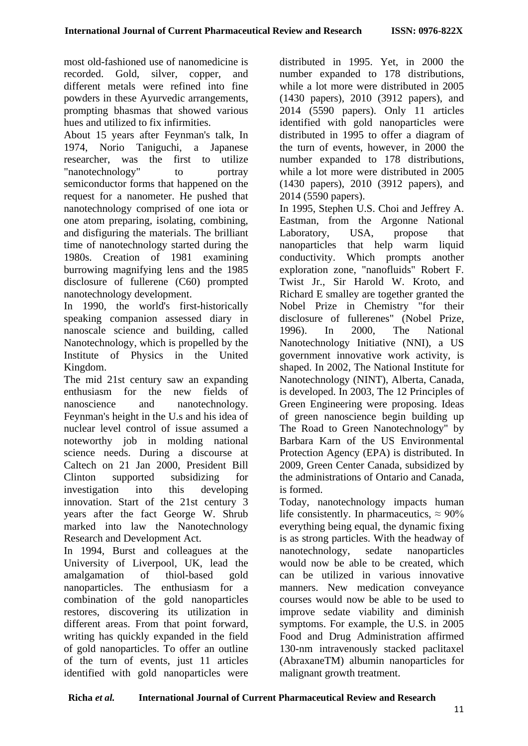most old-fashioned use of nanomedicine is recorded. Gold, silver, copper, and different metals were refined into fine powders in these Ayurvedic arrangements, prompting bhasmas that showed various hues and utilized to fix infirmities.

About 15 years after Feynman's talk, In 1974, Norio Taniguchi, a Japanese researcher, was the first to utilize "nanotechnology" to portray semiconductor forms that happened on the request for a nanometer. He pushed that nanotechnology comprised of one iota or one atom preparing, isolating, combining, and disfiguring the materials. The brilliant time of nanotechnology started during the 1980s. Creation of 1981 examining burrowing magnifying lens and the 1985 disclosure of fullerene (C60) prompted nanotechnology development.

In 1990, the world's first-historically speaking companion assessed diary in nanoscale science and building, called Nanotechnology, which is propelled by the Institute of Physics in the United Kingdom.

The mid 21st century saw an expanding enthusiasm for the new fields of nanoscience and nanotechnology. Feynman's height in the U.s and his idea of nuclear level control of issue assumed a noteworthy job in molding national science needs. During a discourse at Caltech on 21 Jan 2000, President Bill Clinton supported subsidizing for investigation into this developing innovation. Start of the 21st century 3 years after the fact George W. Shrub marked into law the Nanotechnology Research and Development Act.

In 1994, Burst and colleagues at the University of Liverpool, UK, lead the amalgamation of thiol-based gold nanoparticles. The enthusiasm for a combination of the gold nanoparticles restores, discovering its utilization in different areas. From that point forward, writing has quickly expanded in the field of gold nanoparticles. To offer an outline of the turn of events, just 11 articles identified with gold nanoparticles were distributed in 1995. Yet, in 2000 the number expanded to 178 distributions, while a lot more were distributed in 2005 (1430 papers), 2010 (3912 papers), and 2014 (5590 papers). Only 11 articles identified with gold nanoparticles were distributed in 1995 to offer a diagram of the turn of events, however, in 2000 the number expanded to 178 distributions, while a lot more were distributed in 2005 (1430 papers), 2010 (3912 papers), and 2014 (5590 papers).

In 1995, Stephen U.S. Choi and Jeffrey A. Eastman, from the Argonne National Laboratory, USA, propose that nanoparticles that help warm liquid conductivity. Which prompts another exploration zone, "nanofluids" Robert F. Twist Jr., Sir Harold W. Kroto, and Richard E smalley are together granted the Nobel Prize in Chemistry "for their disclosure of fullerenes" (Nobel Prize, 1996). In 2000, The National Nanotechnology Initiative (NNI), a US government innovative work activity, is shaped. In 2002, The National Institute for Nanotechnology (NINT), Alberta, Canada, is developed. In 2003, The 12 Principles of Green Engineering were proposing. Ideas of green nanoscience begin building up The Road to Green Nanotechnology" by Barbara Karn of the US Environmental Protection Agency (EPA) is distributed. In 2009, Green Center Canada, subsidized by the administrations of Ontario and Canada, is formed.

Today, nanotechnology impacts human life consistently. In pharmaceutics, ≈ 90% everything being equal, the dynamic fixing is as strong particles. With the headway of nanotechnology, sedate nanoparticles would now be able to be created, which can be utilized in various innovative manners. New medication conveyance courses would now be able to be used to improve sedate viability and diminish symptoms. For example, the U.S. in 2005 Food and Drug Administration affirmed 130-nm intravenously stacked paclitaxel (AbraxaneTM) albumin nanoparticles for malignant growth treatment.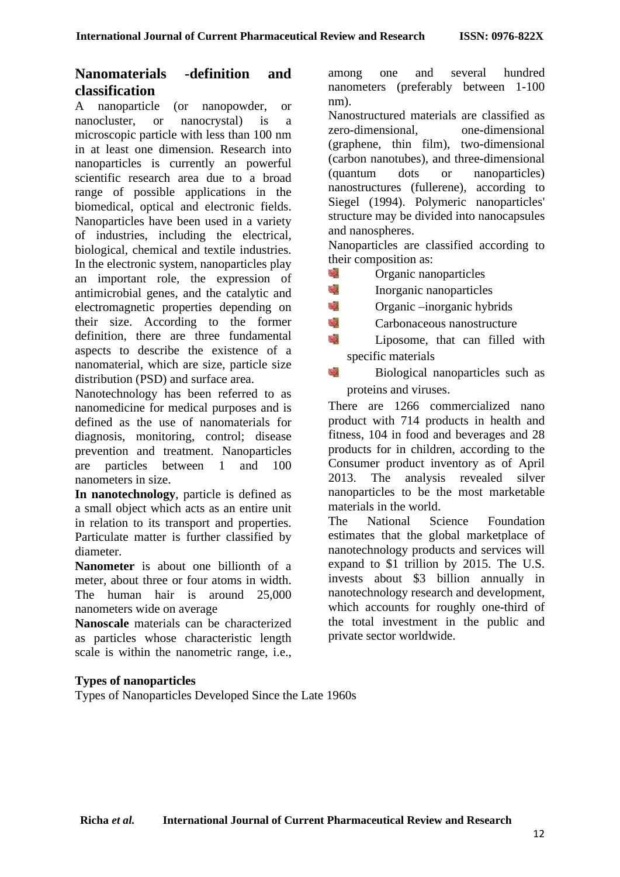## Nanomaterials -definition and classification

A nanoparticle (or nanopowder, or nanocluster, or nanocrystal) is a microscopic particle with less than 100 nm in at least one dimension. Research into nanoparticles is currently an powerful scientific research area due to a broad range of possible applications in the biomedical, optical and electronic fields. Nanoparticles have been used in a variety of industries, including the electrical, biological, chemical and textile industries. In the electronic system, nanoparticles play an important role, the expression of antimicrobial genes, and the catalytic and electromagnetic properties depending on their size. According to the former definition, there are three fundamental aspects to describe the existence of a nanomaterial, which are size, particle size distribution (PSD) and surface area.

Nanotechnology has been referred to as nanomedicine for medical purposes and is defined as the use of nanomaterials for diagnosis, monitoring, control; disease prevention and treatment. Nanoparticles are particles between 1 and 100 nanometers in size.

**In nanotechnology**, particle is defined as a small object which acts as an entire unit in relation to its transport and properties. Particulate matter is further classified by diameter.

**Nanometer** is about one billionth of a meter, about three or four atoms in width. The human hair is around 25,000 nanometers wide on average

**Nanoscale** materials can be characterized as particles whose characteristic length scale is within the nanometric range, i.e., among one and several hundred nanometers (preferably between 1-100 nm).

Nanostructured materials are classified as zero-dimensional, one-dimensional (graphene, thin film), two-dimensional (carbon nanotubes), and three-dimensional (quantum dots or nanoparticles) nanostructures (fullerene), according to Siegel (1994). Polymeric nanoparticles' structure may be divided into nanocapsules and nanospheres.

Nanoparticles are classified according to their composition as:

- Organic nanoparticles
- Inorganic nanoparticles
- Organic –inorganic hybrids
- Carbonaceous nanostructure
- Liposome, that can filled with specific materials
- Biological nanoparticles such as proteins and viruses.

There are 1266 commercialized nano product with 714 products in health and fitness, 104 in food and beverages and 28 products for in children, according to the Consumer product inventory as of April 2013. The analysis revealed silver nanoparticles to be the most marketable materials in the world.

The National Science Foundation estimates that the global marketplace of nanotechnology products and services will expand to $1 trillion by 2015. The U.S. invests about $3 billion annually in nanotechnology research and development, which accounts for roughly one-third of the total investment in the public and private sector worldwide.

**Types of nanoparticles**

Types of Nanoparticles Developed Since the Late 1960s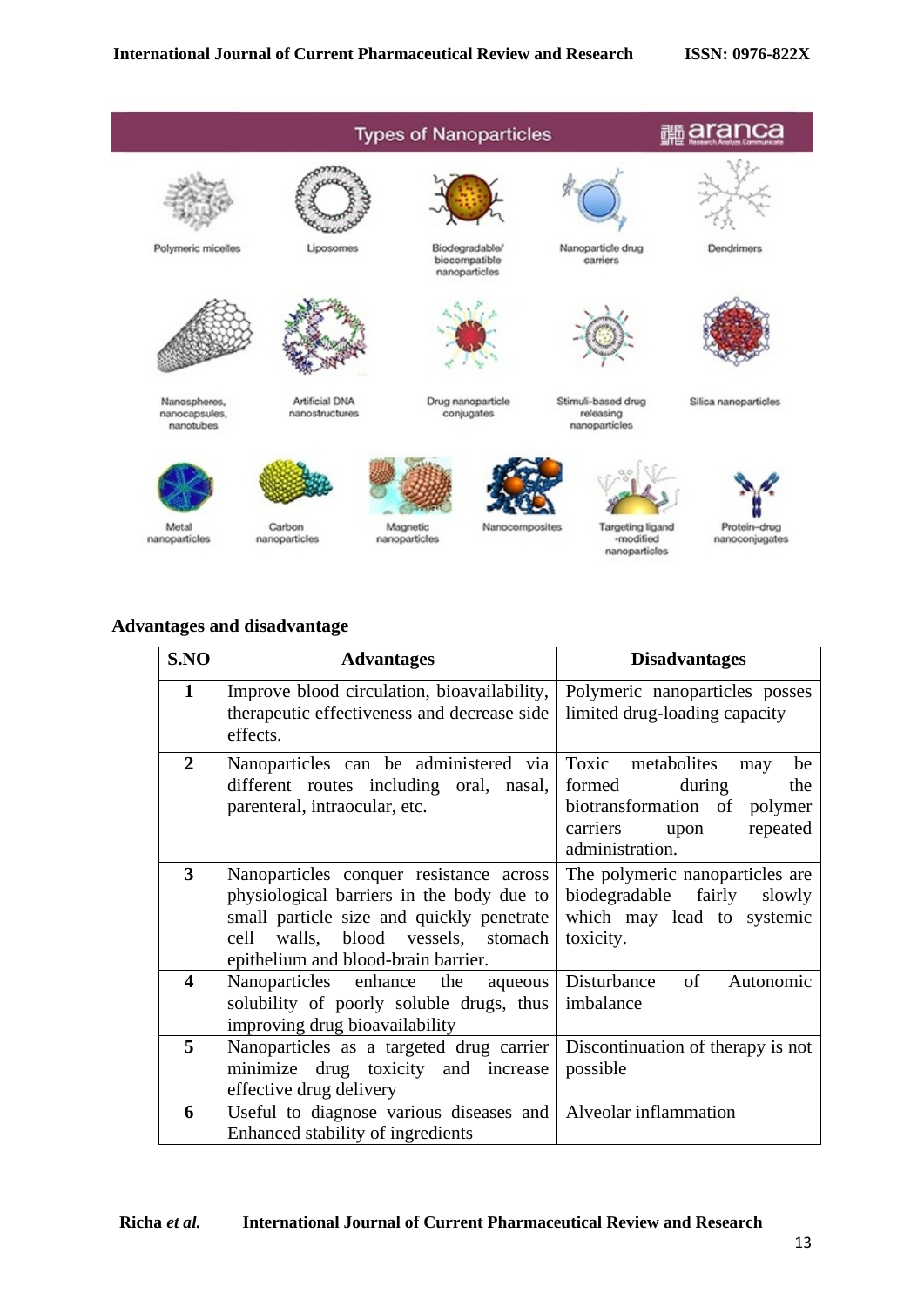## Advantages and disadvantage

| S.NO | Advantages | Disadvantages |
|---|---|---|
| 1 | Improve blood circulation, bioavailability, therapeutic effectiveness and decrease side effects. | Polymeric nanoparticles posses limited drug-loading capacity |
| 2 | Nanoparticles can be administered via different routes including oral, nasal, parenteral, intraocular, etc. | Toxic metabolites may be formed during the biotransformation of polymer carriers upon repeated administration. |
| 3 | Nanoparticles conquer resistance across physiological barriers in the body due to small particle size and quickly penetrate cell walls, blood vessels, stomach epithelium and blood-brain barrier. | The polymeric nanoparticles are biodegradable fairly slowly which may lead to systemic toxicity. |
| 4 | Nanoparticles enhance the aqueous solubility of poorly soluble drugs, thus improving drug bioavailability | Disturbance of Autonomic imbalance |
| 5 | Nanoparticles as a targeted drug carrier minimize drug toxicity and increase effective drug delivery | Discontinuation of therapy is not possible |
| 6 | Useful to diagnose various diseases and Enhanced stability of ingredients | Alveolar inflammation |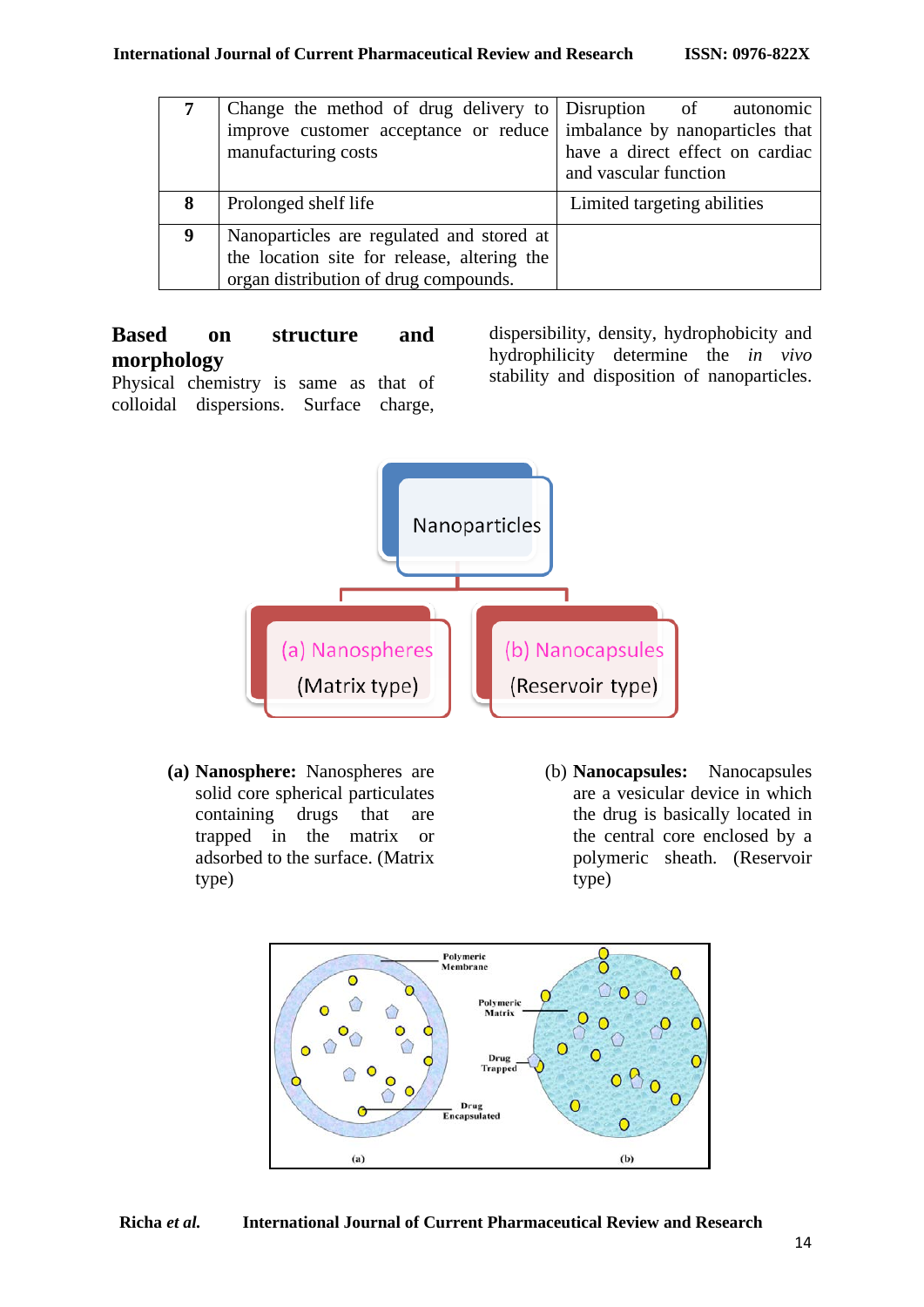| 7 | Change the method of drug delivery to improve customer acceptance or reduce manufacturing costs | Disruption of autonomic imbalance by nanoparticles that have a direct effect on cardiac and vascular function |
|---|---|---|
| 8 | Prolonged shelf life | Limited targeting abilities |
| 9 | Nanoparticles are regulated and stored at the location site for release, altering the organ distribution of drug compounds. | |

## Based on structure and morphology

Physical chemistry is same as that of colloidal dispersions. Surface charge, dispersibility, density, hydrophobicity and hydrophilicity determine the *in vivo* stability and disposition of nanoparticles.

**(a) Nanosphere:** Nanospheres are solid core spherical particulates containing drugs that are trapped in the matrix or adsorbed to the surface. (Matrix type)

(b) **Nanocapsules:** Nanocapsules are a vesicular device in which the drug is basically located in the central core enclosed by a polymeric sheath. (Reservoir type)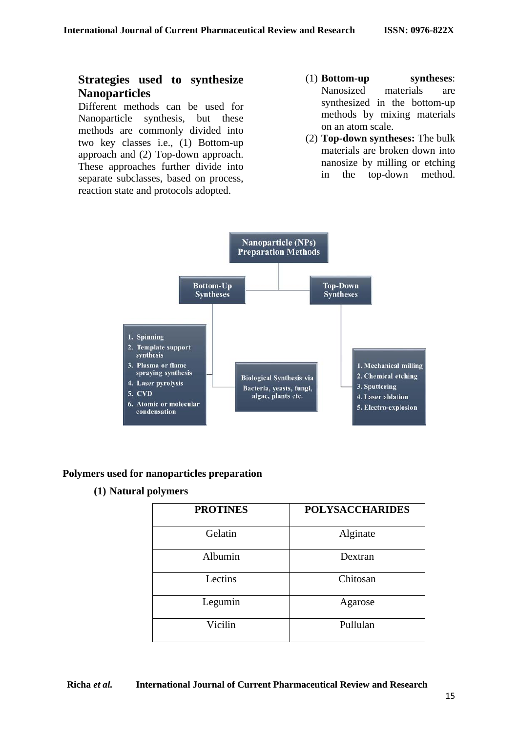## Strategies used to synthesize Nanoparticles

Different methods can be used for Nanoparticle synthesis, but these methods are commonly divided into two key classes i.e., (1) Bottom-up approach and (2) Top-down approach. These approaches further divide into separate subclasses, based on process, reaction state and protocols adopted.

(1) **Bottom-up syntheses**: Nanosized materials are synthesized in the bottom-up methods by mixing materials on an atom scale.

(2) **Top-down syntheses:** The bulk materials are broken down into nanosize by milling or etching in the top-down method.

Nanoparticle (NPs) Preparation Methods

- Bottom-Up Syntheses
  1. Spinning
  2. Template support synthesis
  3. Plasma or flame spraying synthesis
  4. Laser pyrolysis
  5. CVD
  6. Atomic or molecular condensation
  - Biological Synthesis via Bacteria, yeasts, fungi, algae, plants etc.
- Top-Down Syntheses
  1. Mechanical milling
  2. Chemical etching
  3. Sputtering
  4. Laser ablation
  5. Electro-explosion

### Polymers used for nanoparticles preparation

**(1) Natural polymers**

| PROTINES | POLYSACCHARIDES |
|---|---|
| Gelatin | Alginate |
| Albumin | Dextran |
| Lectins | Chitosan |
| Legumin | Agarose |
| Vicilin | Pullulan |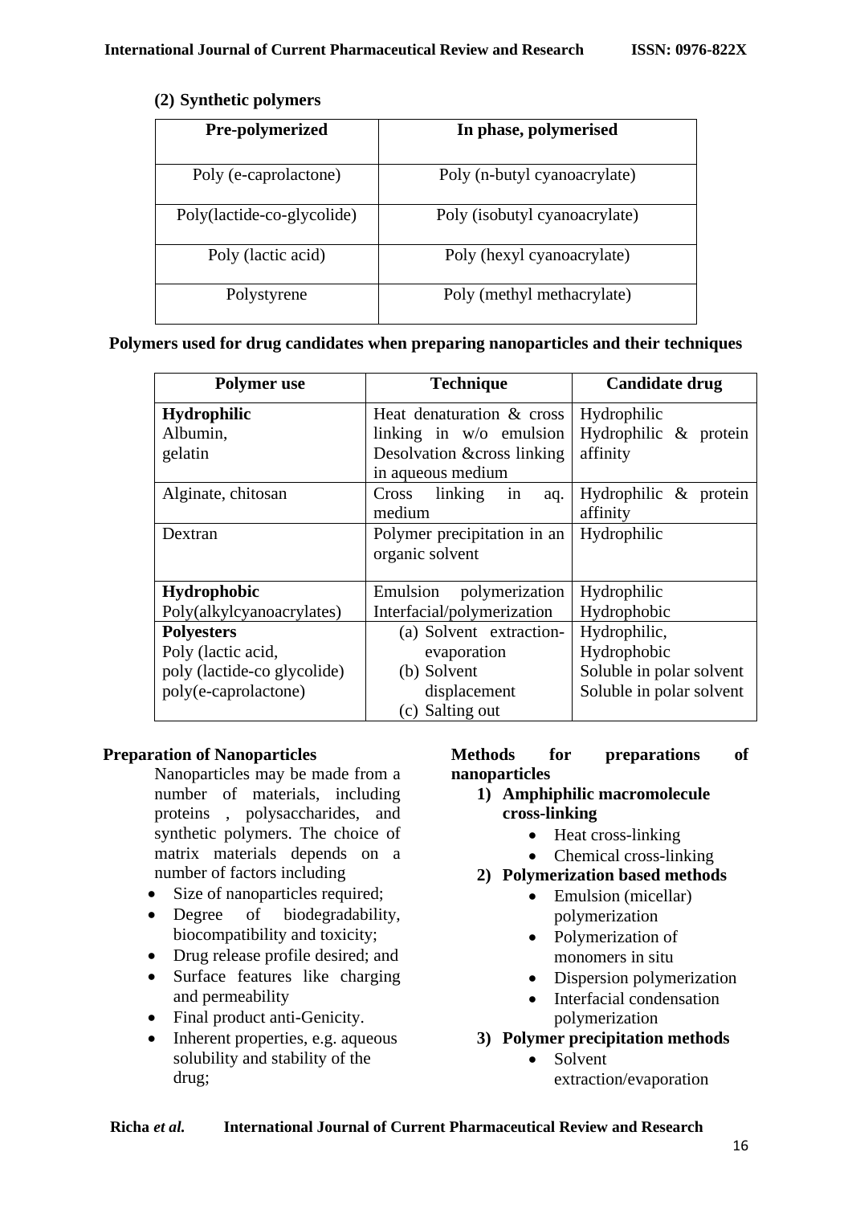**(2) Synthetic polymers**

| Pre-polymerized | In phase, polymerised |
|---|---|
| Poly (e-caprolactone) | Poly (n-butyl cyanoacrylate) |
| Poly(lactide-co-glycolide) | Poly (isobutyl cyanoacrylate) |
| Poly (lactic acid) | Poly (hexyl cyanoacrylate) |
| Polystyrene | Poly (methyl methacrylate) |

**Polymers used for drug candidates when preparing nanoparticles and their techniques**

| Polymer use | Technique | Candidate drug |
|---|---|---|
| **Hydrophilic**<br>Albumin,<br>gelatin | Heat denaturation & cross linking in w/o emulsion<br>Desolvation &cross linking in aqueous medium | Hydrophilic<br>Hydrophilic & protein affinity |
| Alginate, chitosan | Cross linking in aq. medium | Hydrophilic & protein affinity |
| Dextran | Polymer precipitation in an organic solvent | Hydrophilic |
| **Hydrophobic**<br>Poly(alkylcyanoacrylates) | Emulsion polymerization<br>Interfacial/polymerization | Hydrophilic<br>Hydrophobic |
| **Polyesters**<br>Poly (lactic acid,<br>poly (lactide-co glycolide)<br>poly(e-caprolactone) | (a) Solvent extraction-evaporation<br>(b) Solvent displacement<br>(c) Salting out | Hydrophilic,<br>Hydrophobic<br>Soluble in polar solvent<br>Soluble in polar solvent |

**Preparation of Nanoparticles**

Nanoparticles may be made from a number of materials, including proteins , polysaccharides, and synthetic polymers. The choice of matrix materials depends on a number of factors including

- Size of nanoparticles required;
- Degree of biodegradability, biocompatibility and toxicity;
- Drug release profile desired; and
- Surface features like charging and permeability
- Final product anti-Genicity.
- Inherent properties, e.g. aqueous solubility and stability of the drug;

**Methods for preparations of nanoparticles**

1) **Amphiphilic macromolecule cross-linking**
   - Heat cross-linking
   - Chemical cross-linking
2) **Polymerization based methods**
   - Emulsion (micellar) polymerization
   - Polymerization of monomers in situ
   - Dispersion polymerization
   - Interfacial condensation polymerization
3) **Polymer precipitation methods**
   - Solvent extraction/evaporation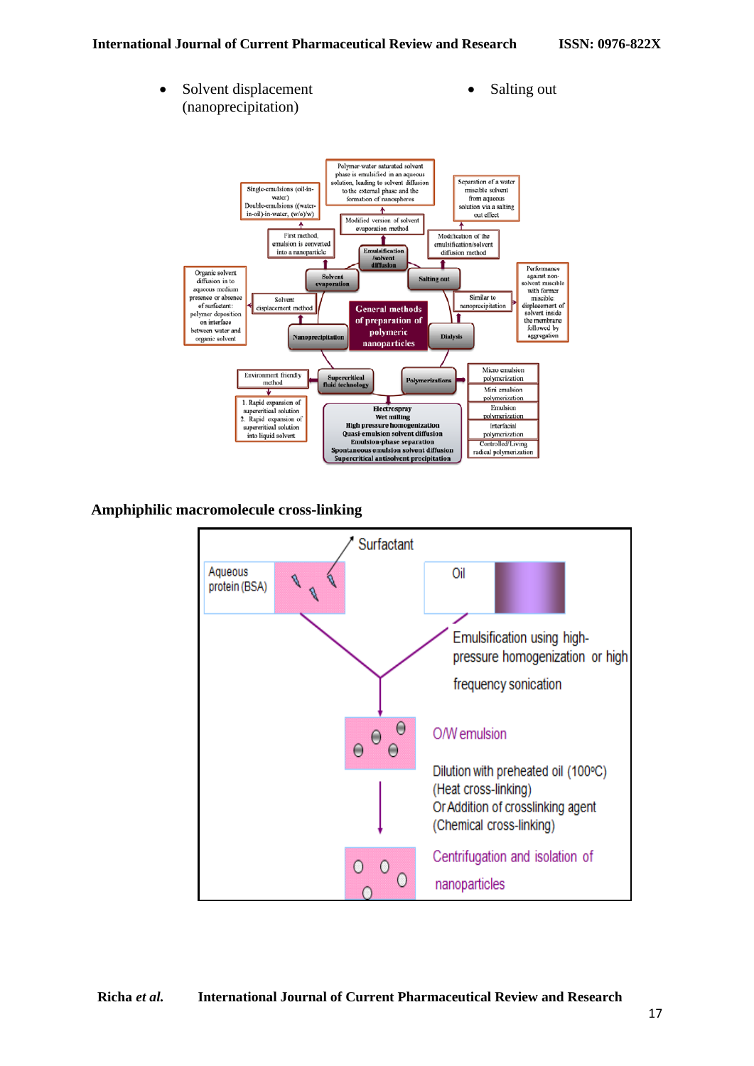- Solvent displacement (nanoprecipitation)
- Salting out

Polymer-water saturated solvent phase is emulsified in an aqueous solution, leading to solvent diffusion to the external phase and the formation of nanospheres

Single-emulsions (oil-in-water)
Double-emulsions ((water-in-oil)-in-water, (w/o)/w)

Separation of a water miscible solvent from aqueous solution via a salting out effect

Modified version of solvent evaporation method

First method, emulsion is converted into a nanoparticle

Modification of the emulsification/solvent diffusion method

Emulsification /solvent diffusion

Solvent evaporation

Salting out

Organic solvent diffusion in to aqueous medium presence or absence of surfactant: polymer deposition on interface between water and organic solvent

Solvent displacement method

General methods of preparation of polymeric nanoparticles

Similar to nanoprecipitation

Performance against non-solvent miscible with former miscible: displacement of solvent inside the membrane followed by aggregation

Nanoprecipitation

Dialysis

Environment friendly method

Supercritical fluid technology

Polymerizations

Micro emulsion polymerization
Mini emulsion polymerization
Emulsion polymerization
Interfacial polymerization
Controlled/Living radical polymerization

1. Rapid expansion of supercritical solution
2. Rapid expansion of supercritical solution into liquid solvent

Electrospray
Wet milling
High pressure homogenization
Quasi-emulsion solvent diffusion
Emulsion-phase separation
Spontaneous emulsion solvent diffusion
Supercritical antisolvent precipitation

## Amphiphilic macromolecule cross-linking

Surfactant

Aqueous protein (BSA)

Oil

Emulsification using high-pressure homogenization or high frequency sonication

O/W emulsion

Dilution with preheated oil (100°C) (Heat cross-linking)
Or Addition of crosslinking agent (Chemical cross-linking)

Centrifugation and isolation of nanoparticles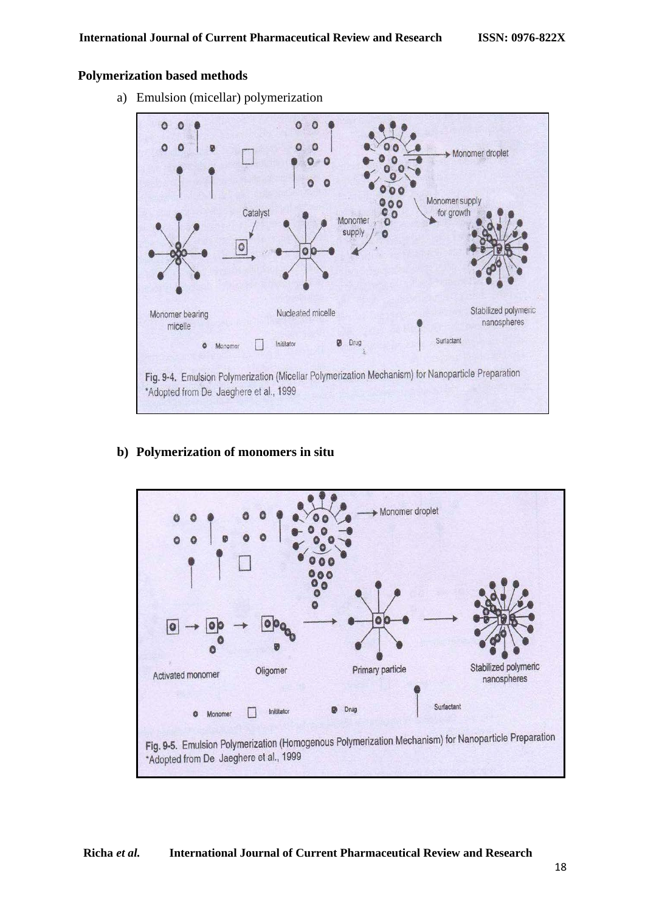## Polymerization based methods

a) Emulsion (micellar) polymerization

Fig. 9-4. Emulsion Polymerization (Micellar Polymerization Mechanism) for Nanoparticle Preparation
*Adopted from De Jaeghere et al., 1999

**b) Polymerization of monomers in situ**

Fig. 9-5. Emulsion Polymerization (Homogenous Polymerization Mechanism) for Nanoparticle Preparation
*Adopted from De Jaeghere et al., 1999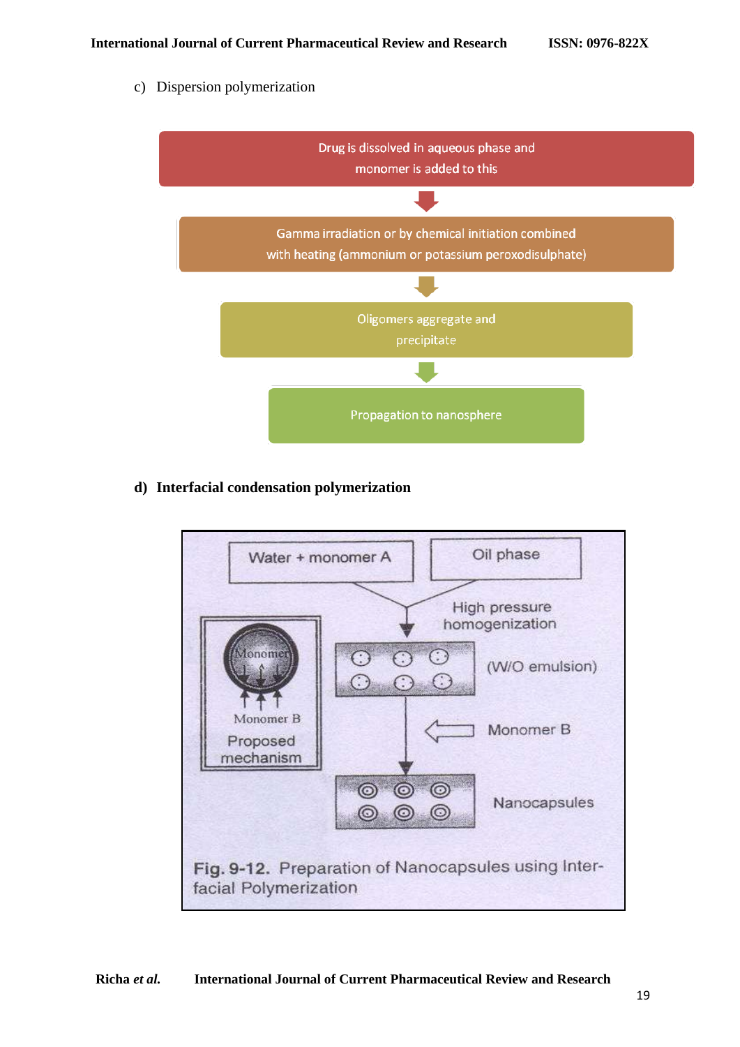c) Dispersion polymerization

Drug is dissolved in aqueous phase and monomer is added to this

↓

Gamma irradiation or by chemical initiation combined with heating (ammonium or potassium peroxodisulphate)

↓

Oligomers aggregate and precipitate

↓

Propagation to nanosphere

**d) Interfacial condensation polymerization**

Water + monomer A | Oil phase

↓ High pressure homogenization

(W/O emulsion)

↓ ← Monomer B

Nanocapsules

Monomer
Monomer B
Proposed mechanism

Fig. 9-12. Preparation of Nanocapsules using Interfacial Polymerization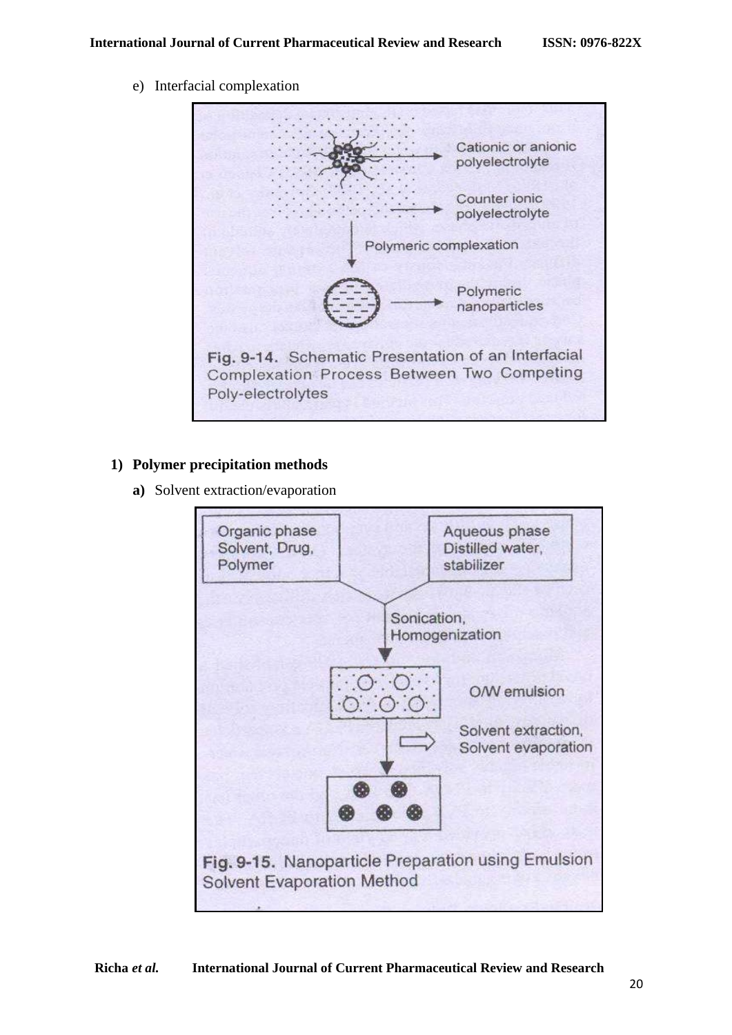e) Interfacial complexation

Cationic or anionic polyelectrolyte

Counter ionic polyelectrolyte

Polymeric complexation

Polymeric nanoparticles

Fig. 9-14. Schematic Presentation of an Interfacial Complexation Process Between Two Competing Poly-electrolytes

1) **Polymer precipitation methods**

   **a)** Solvent extraction/evaporation

Organic phase Solvent, Drug, Polymer

Aqueous phase Distilled water, stabilizer

Sonication, Homogenization

O/W emulsion

Solvent extraction, Solvent evaporation

Fig. 9-15. Nanoparticle Preparation using Emulsion Solvent Evaporation Method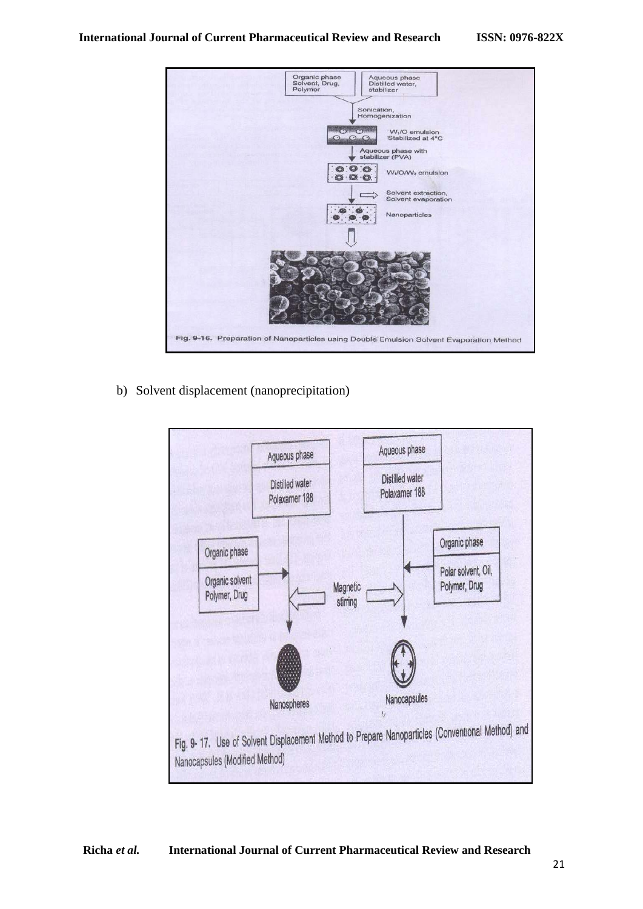Fig. 9-16. Preparation of Nanoparticles using Double Emulsion Solvent Evaporation Method

b) Solvent displacement (nanoprecipitation)

Fig. 9- 17. Use of Solvent Displacement Method to Prepare Nanoparticles (Conventional Method) and Nanocapsules (Modified Method)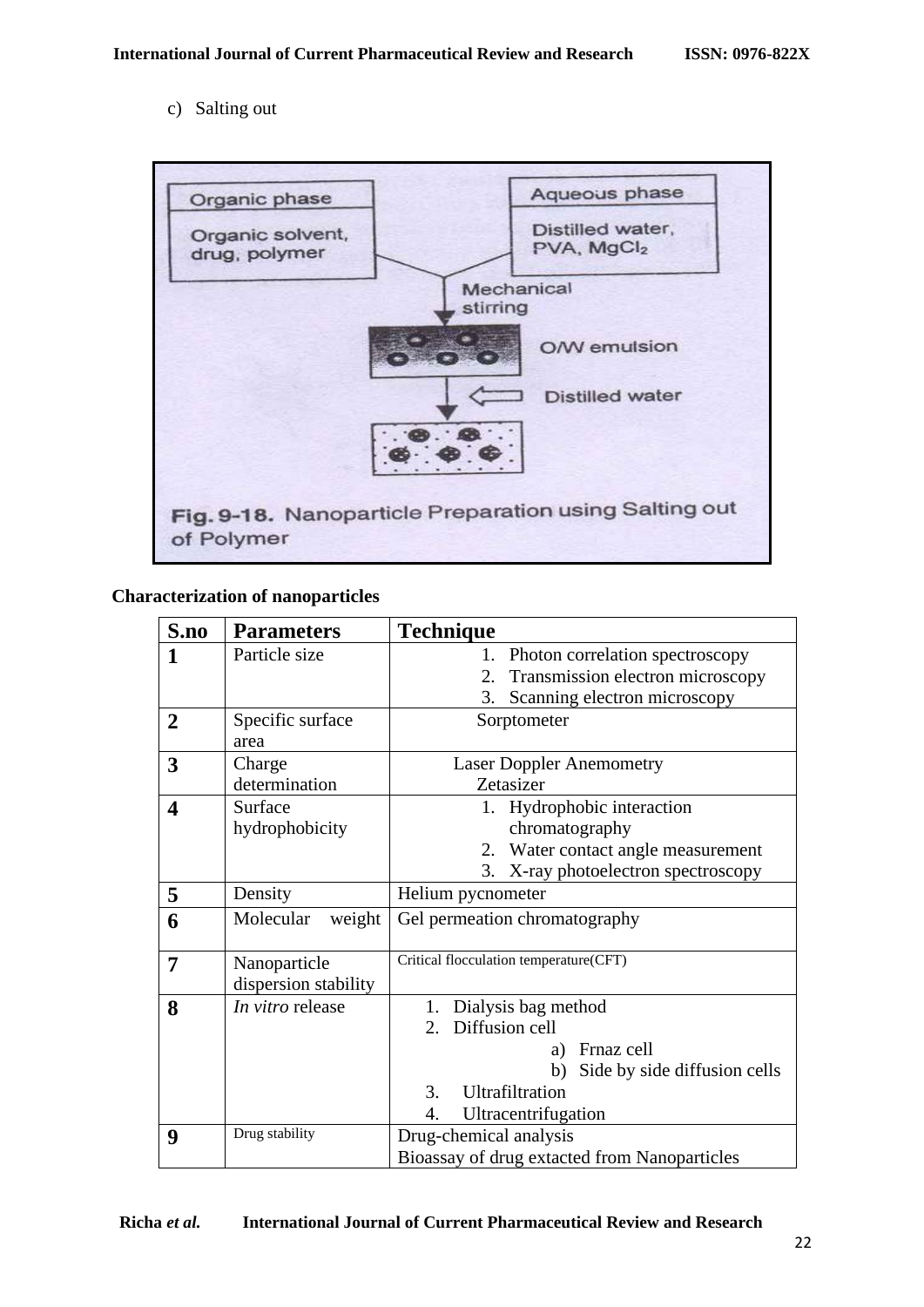c) Salting out

Organic phase

Organic solvent, drug, polymer

Aqueous phase

Distilled water, PVA, $MgCl_2$

Mechanical stirring

O/W emulsion

Distilled water

**Fig. 9-18.** Nanoparticle Preparation using Salting out of Polymer

**Characterization of nanoparticles**

| S.no | Parameters | Technique |
|---|---|---|
| **1** | Particle size | 1. Photon correlation spectroscopy<br>2. Transmission electron microscopy<br>3. Scanning electron microscopy |
| **2** | Specific surface area | Sorptometer |
| **3** | Charge determination | Laser Doppler Anemometry<br>Zetasizer |
| **4** | Surface hydrophobicity | 1. Hydrophobic interaction chromatography<br>2. Water contact angle measurement<br>3. X-ray photoelectron spectroscopy |
| **5** | Density | Helium pycnometer |
| **6** | Molecular weight | Gel permeation chromatography |
| **7** | Nanoparticle dispersion stability | Critical flocculation temperature(CFT) |
| **8** | *In vitro* release | 1. Dialysis bag method<br>2. Diffusion cell<br>a) Frnaz cell<br>b) Side by side diffusion cells<br>3. Ultrafiltration<br>4. Ultracentrifugation |
| **9** | Drug stability | Drug-chemical analysis<br>Bioassay of drug extacted from Nanoparticles |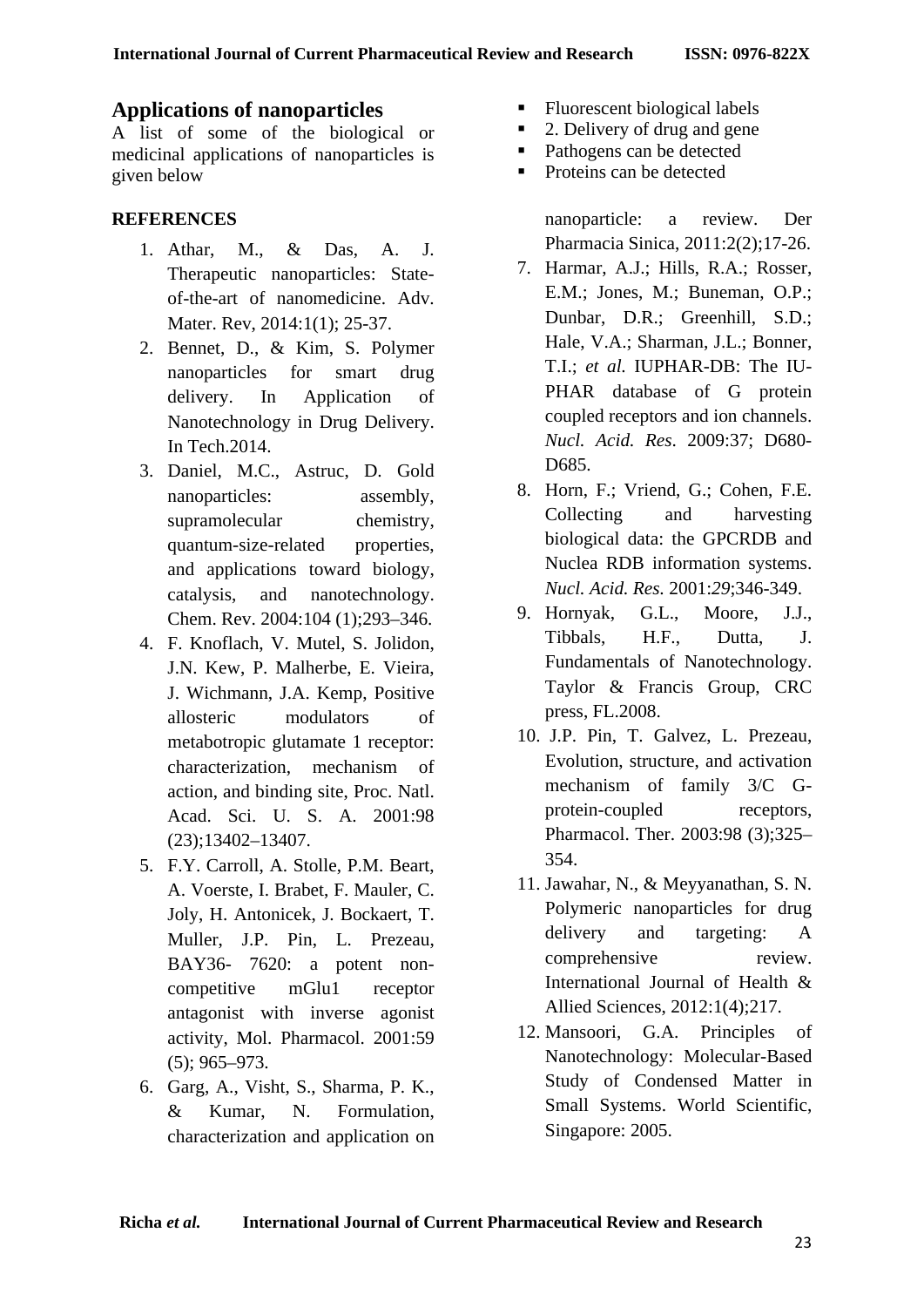## Applications of nanoparticles

A list of some of the biological or medicinal applications of nanoparticles is given below

- Fluorescent biological labels
- 2. Delivery of drug and gene
- Pathogens can be detected
- Proteins can be detected

**REFERENCES**

1. Athar, M., & Das, A. J. Therapeutic nanoparticles: State-of-the-art of nanomedicine. Adv. Mater. Rev, 2014:1(1); 25-37.
2. Bennet, D., & Kim, S. Polymer nanoparticles for smart drug delivery. In Application of Nanotechnology in Drug Delivery. In Tech.2014.
3. Daniel, M.C., Astruc, D. Gold nanoparticles: assembly, supramolecular chemistry, quantum-size-related properties, and applications toward biology, catalysis, and nanotechnology. Chem. Rev. 2004:104 (1);293–346.
4. F. Knoflach, V. Mutel, S. Jolidon, J.N. Kew, P. Malherbe, E. Vieira, J. Wichmann, J.A. Kemp, Positive allosteric modulators of metabotropic glutamate 1 receptor: characterization, mechanism of action, and binding site, Proc. Natl. Acad. Sci. U. S. A. 2001:98 (23);13402–13407.
5. F.Y. Carroll, A. Stolle, P.M. Beart, A. Voerste, I. Brabet, F. Mauler, C. Joly, H. Antonicek, J. Bockaert, T. Muller, J.P. Pin, L. Prezeau, BAY36- 7620: a potent non-competitive mGlu1 receptor antagonist with inverse agonist activity, Mol. Pharmacol. 2001:59 (5); 965–973.
6. Garg, A., Visht, S., Sharma, P. K., & Kumar, N. Formulation, characterization and application on nanoparticle: a review. Der Pharmacia Sinica, 2011:2(2);17-26.
7. Harmar, A.J.; Hills, R.A.; Rosser, E.M.; Jones, M.; Buneman, O.P.; Dunbar, D.R.; Greenhill, S.D.; Hale, V.A.; Sharman, J.L.; Bonner, T.I.; *et al.* IUPHAR-DB: The IU-PHAR database of G protein coupled receptors and ion channels. *Nucl. Acid. Res*. 2009:37; D680-D685.
8. Horn, F.; Vriend, G.; Cohen, F.E. Collecting and harvesting biological data: the GPCRDB and Nuclea RDB information systems. *Nucl. Acid. Res.* 2001:*29*;346-349.
9. Hornyak, G.L., Moore, J.J., Tibbals, H.F., Dutta, J. Fundamentals of Nanotechnology. Taylor & Francis Group, CRC press, FL.2008.
10. J.P. Pin, T. Galvez, L. Prezeau, Evolution, structure, and activation mechanism of family 3/C G-protein-coupled receptors, Pharmacol. Ther. 2003:98 (3);325–354.
11. Jawahar, N., & Meyyanathan, S. N. Polymeric nanoparticles for drug delivery and targeting: A comprehensive review. International Journal of Health & Allied Sciences, 2012:1(4);217.
12. Mansoori, G.A. Principles of Nanotechnology: Molecular-Based Study of Condensed Matter in Small Systems. World Scientific, Singapore: 2005.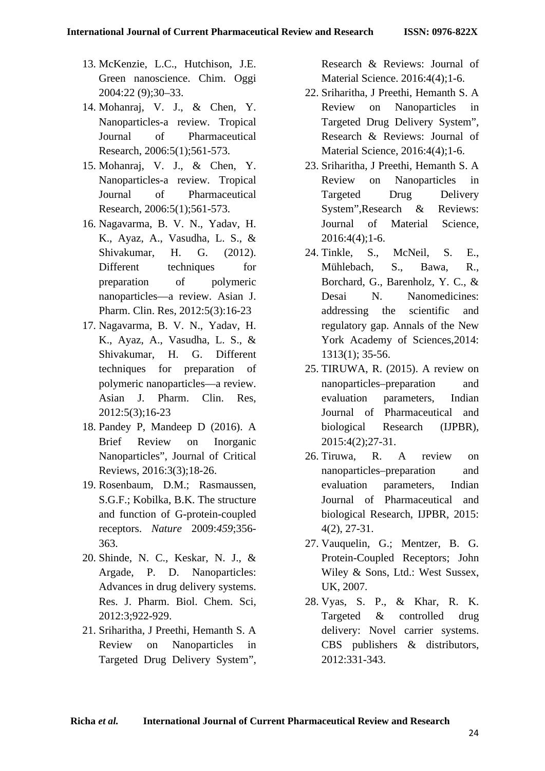13. McKenzie, L.C., Hutchison, J.E. Green nanoscience. Chim. Oggi 2004:22 (9);30–33.
14. Mohanraj, V. J., & Chen, Y. Nanoparticles-a review. Tropical Journal of Pharmaceutical Research, 2006:5(1);561-573.
15. Mohanraj, V. J., & Chen, Y. Nanoparticles-a review. Tropical Journal of Pharmaceutical Research, 2006:5(1);561-573.
16. Nagavarma, B. V. N., Yadav, H. K., Ayaz, A., Vasudha, L. S., & Shivakumar, H. G. (2012). Different techniques for preparation of polymeric nanoparticles—a review. Asian J. Pharm. Clin. Res, 2012:5(3):16-23
17. Nagavarma, B. V. N., Yadav, H. K., Ayaz, A., Vasudha, L. S., & Shivakumar, H. G. Different techniques for preparation of polymeric nanoparticles—a review. Asian J. Pharm. Clin. Res, 2012:5(3);16-23
18. Pandey P, Mandeep D (2016). A Brief Review on Inorganic Nanoparticles", Journal of Critical Reviews, 2016:3(3);18-26.
19. Rosenbaum, D.M.; Rasmaussen, S.G.F.; Kobilka, B.K. The structure and function of G-protein-coupled receptors. *Nature* 2009:*459*;356-363.
20. Shinde, N. C., Keskar, N. J., & Argade, P. D. Nanoparticles: Advances in drug delivery systems. Res. J. Pharm. Biol. Chem. Sci, 2012:3;922-929.
21. Sriharitha, J Preethi, Hemanth S. A Review on Nanoparticles in Targeted Drug Delivery System", Research & Reviews: Journal of Material Science. 2016:4(4);1-6.
22. Sriharitha, J Preethi, Hemanth S. A Review on Nanoparticles in Targeted Drug Delivery System", Research & Reviews: Journal of Material Science, 2016:4(4);1-6.
23. Sriharitha, J Preethi, Hemanth S. A Review on Nanoparticles in Targeted Drug Delivery System",Research & Reviews: Journal of Material Science, 2016:4(4);1-6.
24. Tinkle, S., McNeil, S. E., Mühlebach, S., Bawa, R., Borchard, G., Barenholz, Y. C., & Desai N. Nanomedicines: addressing the scientific and regulatory gap. Annals of the New York Academy of Sciences,2014: 1313(1); 35-56.
25. TIRUWA, R. (2015). A review on nanoparticles–preparation and evaluation parameters, Indian Journal of Pharmaceutical and biological Research (IJPBR), 2015:4(2);27-31.
26. Tiruwa, R. A review on nanoparticles–preparation and evaluation parameters, Indian Journal of Pharmaceutical and biological Research, IJPBR, 2015: 4(2), 27-31.
27. Vauquelin, G.; Mentzer, B. G. Protein-Coupled Receptors; John Wiley & Sons, Ltd.: West Sussex, UK, 2007.
28. Vyas, S. P., & Khar, R. K. Targeted & controlled drug delivery: Novel carrier systems. CBS publishers & distributors, 2012:331-343.